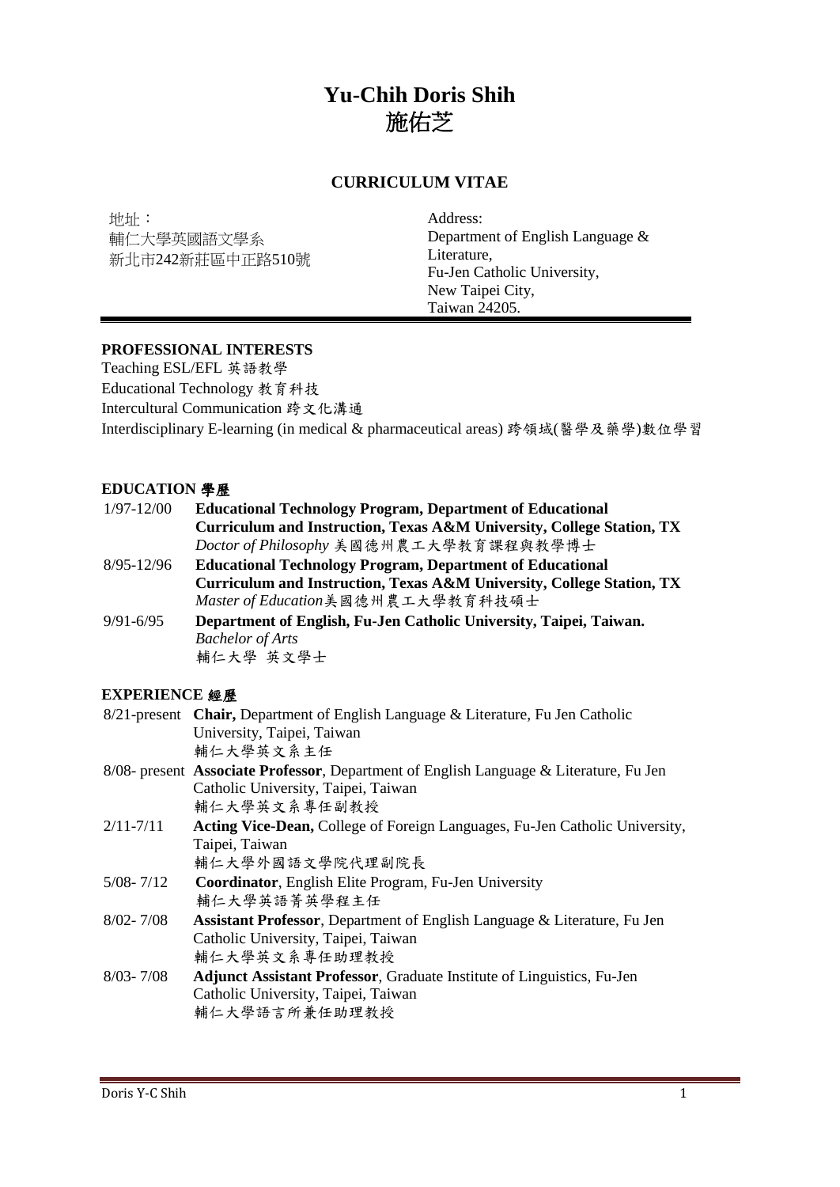# Yu-Chih Doris Shih
# 施佑芝

## CURRICULUM VITAE

地址：
輔仁大學英國語文學系
新北市242新莊區中正路510號

Address:
Department of English Language & Literature,
Fu-Jen Catholic University,
New Taipei City,
Taiwan 24205.

---

## PROFESSIONAL INTERESTS

Teaching ESL/EFL 英語教學
Educational Technology 教育科技
Intercultural Communication 跨文化溝通
Interdisciplinary E-learning (in medical & pharmaceutical areas) 跨領域(醫學及藥學)數位學習

## EDUCATION 學歷

| | |
|---|---|
| 1/97-12/00 | **Educational Technology Program, Department of Educational Curriculum and Instruction, Texas A&M University, College Station, TX**<br>*Doctor of Philosophy* 美國德州農工大學教育課程與教學博士 |
| 8/95-12/96 | **Educational Technology Program, Department of Educational Curriculum and Instruction, Texas A&M University, College Station, TX**<br>*Master of Education*美國德州農工大學教育科技碩士 |
| 9/91-6/95 | **Department of English, Fu-Jen Catholic University, Taipei, Taiwan.**<br>*Bachelor of Arts*<br>輔仁大學 英文學士 |

## EXPERIENCE 經歷

| | |
|---|---|
| 8/21-present | **Chair,** Department of English Language & Literature, Fu Jen Catholic University, Taipei, Taiwan<br>輔仁大學英文系主任 |
| 8/08- present | **Associate Professor**, Department of English Language & Literature, Fu Jen Catholic University, Taipei, Taiwan<br>輔仁大學英文系專任副教授 |
| 2/11-7/11 | **Acting Vice-Dean,** College of Foreign Languages, Fu-Jen Catholic University, Taipei, Taiwan<br>輔仁大學外國語文學院代理副院長 |
| 5/08- 7/12 | **Coordinator**, English Elite Program, Fu-Jen University<br>輔仁大學英語菁英學程主任 |
| 8/02- 7/08 | **Assistant Professor**, Department of English Language & Literature, Fu Jen Catholic University, Taipei, Taiwan<br>輔仁大學英文系專任助理教授 |
| 8/03- 7/08 | **Adjunct Assistant Professor**, Graduate Institute of Linguistics, Fu-Jen Catholic University, Taipei, Taiwan<br>輔仁大學語言所兼任助理教授 |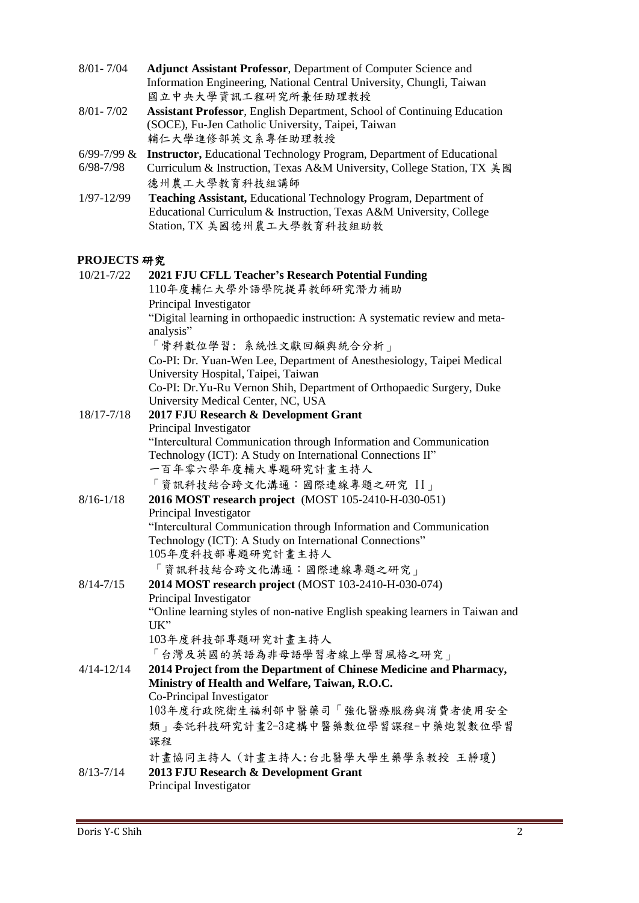8/01- 7/04 **Adjunct Assistant Professor**, Department of Computer Science and Information Engineering, National Central University, Chungli, Taiwan
國立中央大學資訊工程研究所兼任助理教授

8/01- 7/02 **Assistant Professor**, English Department, School of Continuing Education (SOCE), Fu-Jen Catholic University, Taipei, Taiwan
輔仁大學進修部英文系專任助理教授

6/99-7/99 & 6/98-7/98 **Instructor,** Educational Technology Program, Department of Educational Curriculum & Instruction, Texas A&M University, College Station, TX 美國德州農工大學教育科技組講師

1/97-12/99 **Teaching Assistant,** Educational Technology Program, Department of Educational Curriculum & Instruction, Texas A&M University, College Station, TX 美國德州農工大學教育科技組助教

## PROJECTS 研究

10/21-7/22 **2021 FJU CFLL Teacher's Research Potential Funding**
110年度輔仁大學外語學院提昇教師研究潛力補助
Principal Investigator
"Digital learning in orthopaedic instruction: A systematic review and meta-analysis"
「骨科數位學習: 系統性文獻回顧與統合分析」
Co-PI: Dr. Yuan-Wen Lee, Department of Anesthesiology, Taipei Medical University Hospital, Taipei, Taiwan
Co-PI: Dr.Yu-Ru Vernon Shih, Department of Orthopaedic Surgery, Duke University Medical Center, NC, USA

18/17-7/18 **2017 FJU Research & Development Grant**
Principal Investigator
"Intercultural Communication through Information and Communication Technology (ICT): A Study on International Connections II"
一百年零六學年度輔大專題研究計畫主持人
「資訊科技結合跨文化溝通：國際連線專題之研究 II」

8/16-1/18 **2016 MOST research project** (MOST 105-2410-H-030-051)
Principal Investigator
"Intercultural Communication through Information and Communication Technology (ICT): A Study on International Connections"
105年度科技部專題研究計畫主持人
「資訊科技結合跨文化溝通：國際連線專題之研究」

8/14-7/15 **2014 MOST research project** (MOST 103-2410-H-030-074)
Principal Investigator
"Online learning styles of non-native English speaking learners in Taiwan and UK"
103年度科技部專題研究計畫主持人
「台灣及英國的英語為非母語學習者線上學習風格之研究」

4/14-12/14 **2014 Project from the Department of Chinese Medicine and Pharmacy, Ministry of Health and Welfare, Taiwan, R.O.C.**
Co-Principal Investigator
103年度行政院衛生福利部中醫藥司「強化醫療服務與消費者使用安全類」委託科技研究計畫2-3建構中醫藥數位學習課程-中藥炮製數位學習課程
計畫協同主持人（計畫主持人:台北醫學大學生藥學系教授 王靜瓊）

8/13-7/14 **2013 FJU Research & Development Grant**
Principal Investigator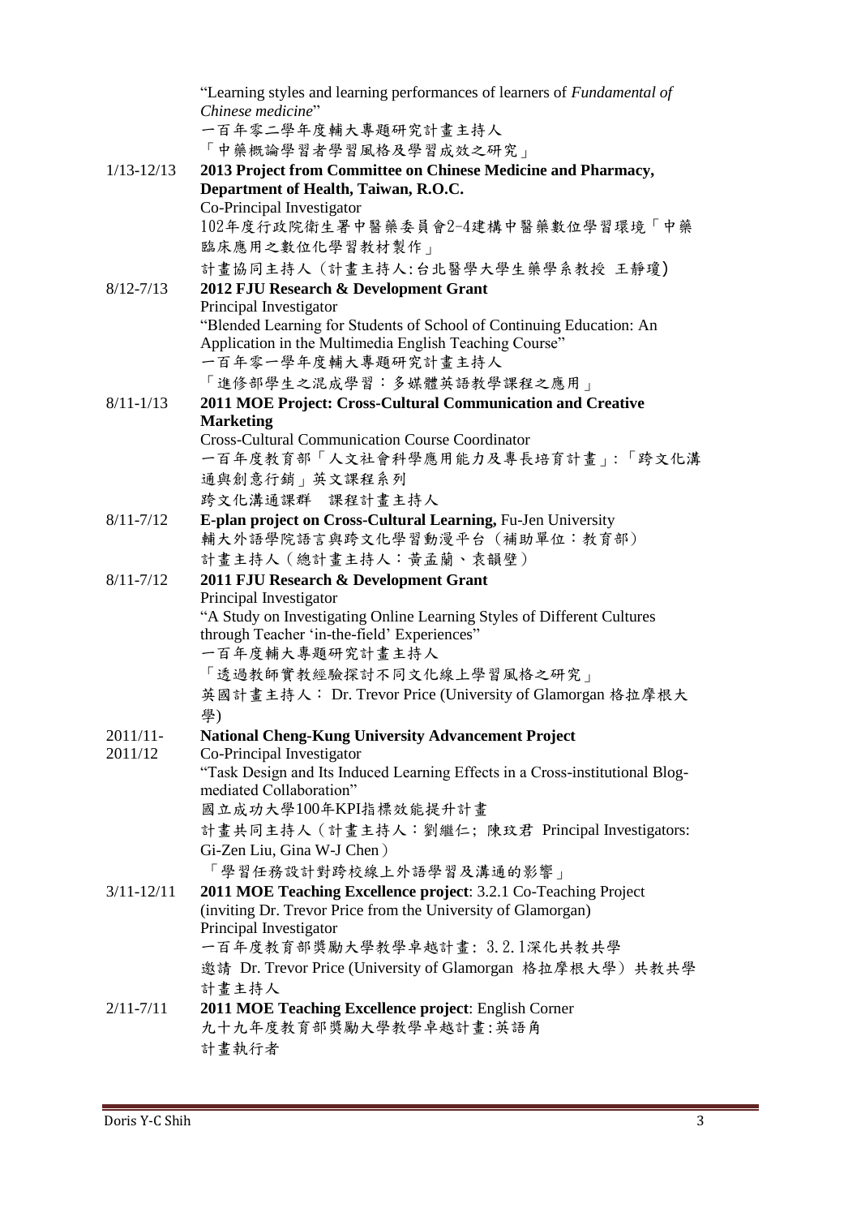"Learning styles and learning performances of learners of *Fundamental of Chinese medicine*"
一百年零二學年度輔大專題研究計畫主持人
「中藥概論學習者學習風格及學習成效之研究」

1/13-12/13 **2013 Project from Committee on Chinese Medicine and Pharmacy, Department of Health, Taiwan, R.O.C.**
Co-Principal Investigator
102年度行政院衛生署中醫藥委員會2-4建構中醫藥數位學習環境「中藥臨床應用之數位化學習教材製作」
計畫協同主持人（計畫主持人:台北醫學大學生藥學系教授 王靜瓊)

8/12-7/13 **2012 FJU Research & Development Grant**
Principal Investigator
"Blended Learning for Students of School of Continuing Education: An Application in the Multimedia English Teaching Course"
一百年零一學年度輔大專題研究計畫主持人
「進修部學生之混成學習：多媒體英語教學課程之應用」

8/11-1/13 **2011 MOE Project: Cross-Cultural Communication and Creative Marketing**
Cross-Cultural Communication Course Coordinator
一百年度教育部「人文社會科學應用能力及專長培育計畫」:「跨文化溝通與創意行銷」英文課程系列
跨文化溝通課群　課程計畫主持人

8/11-7/12 **E-plan project on Cross-Cultural Learning,** Fu-Jen University
輔大外語學院語言與跨文化學習動漫平台（補助單位：教育部）
計畫主持人（總計畫主持人：黃孟蘭、袁韻璧）

8/11-7/12 **2011 FJU Research & Development Grant**
Principal Investigator
"A Study on Investigating Online Learning Styles of Different Cultures through Teacher 'in-the-field' Experiences"
一百年度輔大專題研究計畫主持人
「透過教師實教經驗探討不同文化線上學習風格之研究」
英國計畫主持人： Dr. Trevor Price (University of Glamorgan 格拉摩根大學)

2011/11-2011/12 **National Cheng-Kung University Advancement Project**
Co-Principal Investigator
"Task Design and Its Induced Learning Effects in a Cross-institutional Blog-mediated Collaboration"
國立成功大學100年KPI指標效能提升計畫
計畫共同主持人（計畫主持人：劉繼仁; 陳玟君 Principal Investigators: Gi-Zen Liu, Gina W-J Chen）
「學習任務設計對跨校線上外語學習及溝通的影響」

3/11-12/11 **2011 MOE Teaching Excellence project**: 3.2.1 Co-Teaching Project (inviting Dr. Trevor Price from the University of Glamorgan)
Principal Investigator
一百年度教育部獎勵大學教學卓越計畫: 3.2.1深化共教共學
邀請 Dr. Trevor Price (University of Glamorgan 格拉摩根大學) 共教共學
計畫主持人

2/11-7/11 **2011 MOE Teaching Excellence project**: English Corner
九十九年度教育部獎勵大學教學卓越計畫:英語角
計畫執行者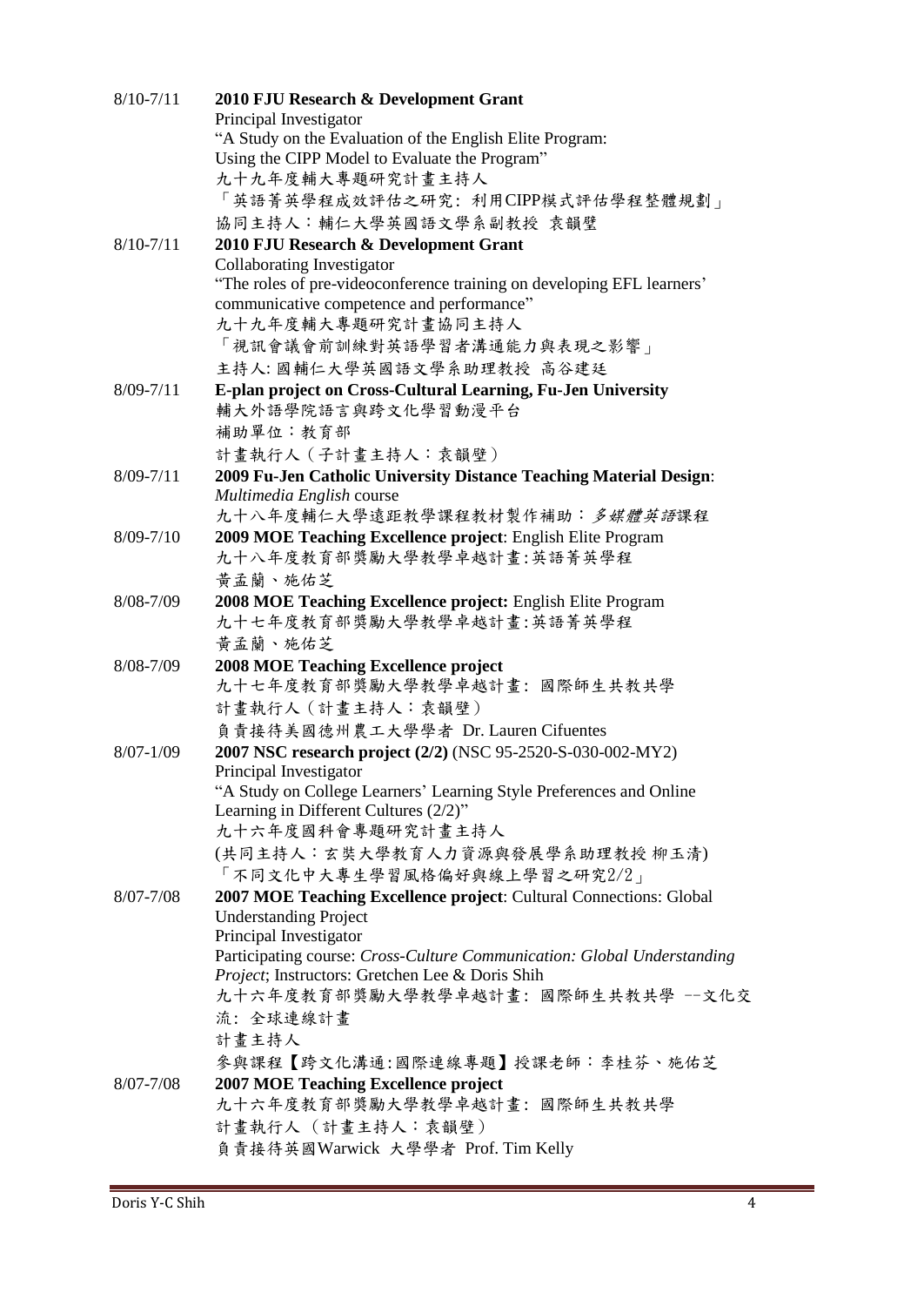8/10-7/11 **2010 FJU Research & Development Grant**
Principal Investigator
"A Study on the Evaluation of the English Elite Program:
Using the CIPP Model to Evaluate the Program"
九十九年度輔大專題研究計畫主持人
「英語菁英學程成效評估之研究: 利用CIPP模式評估學程整體規劃」
協同主持人：輔仁大學英國語文學系副教授 袁韻璧

8/10-7/11 **2010 FJU Research & Development Grant**
Collaborating Investigator
"The roles of pre-videoconference training on developing EFL learners' communicative competence and performance"
九十九年度輔大專題研究計畫協同主持人
「視訊會議會前訓練對英語學習者溝通能力與表現之影響」
主持人: 國輔仁大學英國語文學系助理教授 高谷建廷

8/09-7/11 **E-plan project on Cross-Cultural Learning, Fu-Jen University**
輔大外語學院語言與跨文化學習動漫平台
補助單位：教育部
計畫執行人（子計畫主持人：袁韻壁）

8/09-7/11 **2009 Fu-Jen Catholic University Distance Teaching Material Design**: *Multimedia English* course
九十八年度輔仁大學遠距教學課程教材製作補助：*多媒體英語*課程

8/09-7/10 **2009 MOE Teaching Excellence project**: English Elite Program
九十八年度教育部獎勵大學教學卓越計畫:英語菁英學程
黃孟蘭、施佑芝

8/08-7/09 **2008 MOE Teaching Excellence project:** English Elite Program
九十七年度教育部獎勵大學教學卓越計畫:英語菁英學程
黃孟蘭、施佑芝

8/08-7/09 **2008 MOE Teaching Excellence project**
九十七年度教育部獎勵大學教學卓越計畫: 國際師生共教共學
計畫執行人（計畫主持人：袁韻壁）
負責接待美國德州農工大學學者 Dr. Lauren Cifuentes

8/07-1/09 **2007 NSC research project (2/2)** (NSC 95-2520-S-030-002-MY2)
Principal Investigator
"A Study on College Learners' Learning Style Preferences and Online Learning in Different Cultures (2/2)"
九十六年度國科會專題研究計畫主持人
(共同主持人：玄奘大學教育人力資源與發展學系助理教授 柳玉清)
「不同文化中大專生學習風格偏好與線上學習之研究2/2」

8/07-7/08 **2007 MOE Teaching Excellence project**: Cultural Connections: Global Understanding Project
Principal Investigator
Participating course: *Cross-Culture Communication: Global Understanding Project*; Instructors: Gretchen Lee & Doris Shih
九十六年度教育部獎勵大學教學卓越計畫: 國際師生共教共學 --文化交流: 全球連線計畫
計畫主持人
參與課程【跨文化溝通:國際連線專題】授課老師：李桂芬、施佑芝

8/07-7/08 **2007 MOE Teaching Excellence project**
九十六年度教育部獎勵大學教學卓越計畫: 國際師生共教共學
計畫執行人 （計畫主持人：袁韻壁）
負責接待英國Warwick 大學學者 Prof. Tim Kelly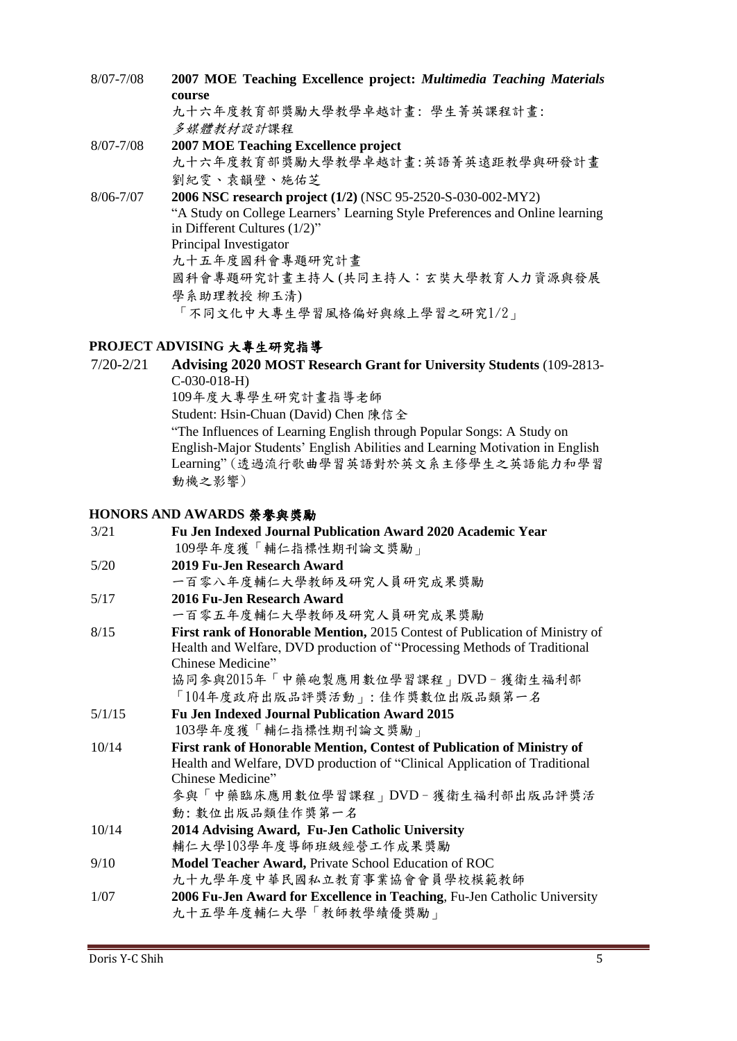8/07-7/08 **2007 MOE Teaching Excellence project:** ***Multimedia Teaching Materials*** **course**
九十六年度教育部獎勵大學教學卓越計畫: 學生菁英課程計畫:
*多媒體教材設計*課程

8/07-7/08 **2007 MOE Teaching Excellence project**
九十六年度教育部獎勵大學教學卓越計畫:英語菁英遠距教學與研發計畫
劉紀雯、袁韻璧、施佑芝

8/06-7/07 **2006 NSC research project (1/2)** (NSC 95-2520-S-030-002-MY2)
"A Study on College Learners' Learning Style Preferences and Online learning in Different Cultures (1/2)"
Principal Investigator
九十五年度國科會專題研究計畫
國科會專題研究計畫主持人(共同主持人：玄奘大學教育人力資源與發展學系助理教授 柳玉清)
「不同文化中大專生學習風格偏好與線上學習之研究1/2」

## PROJECT ADVISING 大專生研究指導

7/20-2/21 **Advising 2020 MOST Research Grant for University Students** (109-2813-C-030-018-H)
109年度大專學生研究計畫指導老師
Student: Hsin-Chuan (David) Chen 陳信全
"The Influences of Learning English through Popular Songs: A Study on English-Major Students' English Abilities and Learning Motivation in English Learning" (透過流行歌曲學習英語對於英文系主修學生之英語能力和學習動機之影響)

## HONORS AND AWARDS 榮譽與獎勵

3/21 **Fu Jen Indexed Journal Publication Award 2020 Academic Year**
109學年度獲「輔仁指標性期刊論文獎勵」

5/20 **2019 Fu-Jen Research Award**
一百零八年度輔仁大學教師及研究人員研究成果獎勵

5/17 **2016 Fu-Jen Research Award**
一百零五年度輔仁大學教師及研究人員研究成果獎勵

8/15 **First rank of Honorable Mention,** 2015 Contest of Publication of Ministry of Health and Welfare, DVD production of "Processing Methods of Traditional Chinese Medicine"
協同參與2015年「中藥砲製應用數位學習課程」DVD－獲衛生福利部「104年度政府出版品評獎活動」: 佳作獎數位出版品類第一名

5/1/15 **Fu Jen Indexed Journal Publication Award 2015**
103學年度獲「輔仁指標性期刊論文獎勵」

10/14 **First rank of Honorable Mention, Contest of Publication of Ministry of** Health and Welfare, DVD production of "Clinical Application of Traditional Chinese Medicine"
參與「中藥臨床應用數位學習課程」DVD－獲衛生福利部出版品評獎活動: 數位出版品類佳作獎第一名

10/14 **2014 Advising Award, Fu-Jen Catholic University**
輔仁大學103學年度導師班級經營工作成果獎勵

9/10 **Model Teacher Award,** Private School Education of ROC
九十九學年度中華民國私立教育事業協會會員學校模範教師

1/07 **2006 Fu-Jen Award for Excellence in Teaching**, Fu-Jen Catholic University
九十五學年度輔仁大學「教師教學績優獎勵」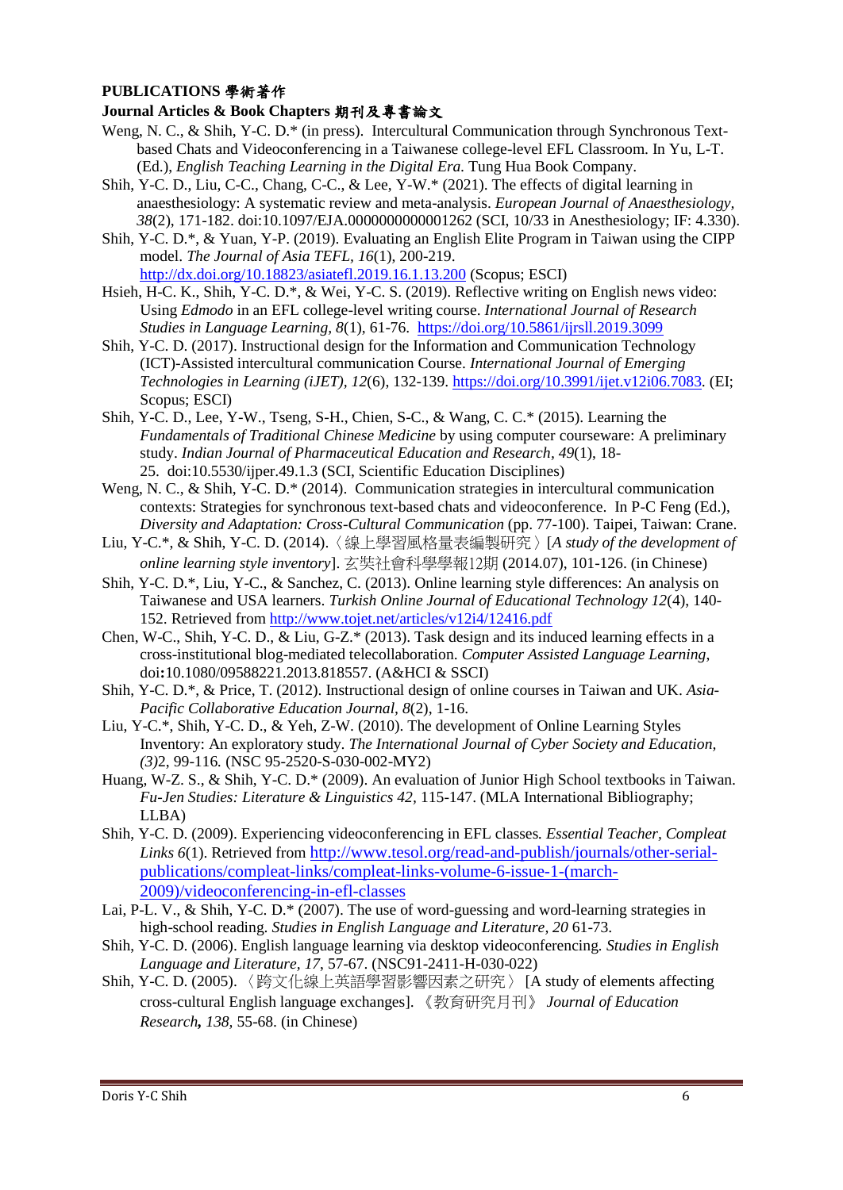**PUBLICATIONS 學術著作**

**Journal Articles & Book Chapters 期刊及專書論文**

Weng, N. C., & Shih, Y-C. D.* (in press). Intercultural Communication through Synchronous Text-based Chats and Videoconferencing in a Taiwanese college-level EFL Classroom. In Yu, L-T. (Ed.), *English Teaching Learning in the Digital Era*. Tung Hua Book Company.

Shih, Y-C. D., Liu, C-C., Chang, C-C., & Lee, Y-W.* (2021). The effects of digital learning in anaesthesiology: A systematic review and meta-analysis. *European Journal of Anaesthesiology, 38*(2), 171-182. doi:10.1097/EJA.0000000000001262 (SCI, 10/33 in Anesthesiology; IF: 4.330).

Shih, Y-C. D.*, & Yuan, Y-P. (2019). Evaluating an English Elite Program in Taiwan using the CIPP model. *The Journal of Asia TEFL, 16*(1), 200-219. http://dx.doi.org/10.18823/asiatefl.2019.16.1.13.200 (Scopus; ESCI)

Hsieh, H-C. K., Shih, Y-C. D.*, & Wei, Y-C. S. (2019). Reflective writing on English news video: Using *Edmodo* in an EFL college-level writing course. *International Journal of Research Studies in Language Learning, 8*(1), 61-76. https://doi.org/10.5861/ijrsll.2019.3099

Shih, Y-C. D. (2017). Instructional design for the Information and Communication Technology (ICT)-Assisted intercultural communication Course. *International Journal of Emerging Technologies in Learning (iJET), 12*(6), 132-139. https://doi.org/10.3991/ijet.v12i06.7083. (EI; Scopus; ESCI)

Shih, Y-C. D., Lee, Y-W., Tseng, S-H., Chien, S-C., & Wang, C. C.* (2015). Learning the *Fundamentals of Traditional Chinese Medicine* by using computer courseware: A preliminary study. *Indian Journal of Pharmaceutical Education and Research, 49*(1), 18-25. doi:10.5530/ijper.49.1.3 (SCI, Scientific Education Disciplines)

Weng, N. C., & Shih, Y-C. D.* (2014). Communication strategies in intercultural communication contexts: Strategies for synchronous text-based chats and videoconference. In P-C Feng (Ed.), *Diversity and Adaptation: Cross-Cultural Communication* (pp. 77-100). Taipei, Taiwan: Crane.

Liu, Y-C.*, & Shih, Y-C. D. (2014).〈線上學習風格量表編製研究〉[*A study of the development of online learning style inventory*]. 玄奘社會科學學報12期 (2014.07), 101-126. (in Chinese)

Shih, Y-C. D.*, Liu, Y-C., & Sanchez, C. (2013). Online learning style differences: An analysis on Taiwanese and USA learners. *Turkish Online Journal of Educational Technology 12*(4), 140-152. Retrieved from http://www.tojet.net/articles/v12i4/12416.pdf

Chen, W-C., Shih, Y-C. D., & Liu, G-Z.* (2013). Task design and its induced learning effects in a cross-institutional blog-mediated telecollaboration. *Computer Assisted Language Learning*, doi:10.1080/09588221.2013.818557. (A&HCI & SSCI)

Shih, Y-C. D.*, & Price, T. (2012). Instructional design of online courses in Taiwan and UK. *Asia-Pacific Collaborative Education Journal, 8*(2), 1-16.

Liu, Y-C.*, Shih, Y-C. D., & Yeh, Z-W. (2010). The development of Online Learning Styles Inventory: An exploratory study. *The International Journal of Cyber Society and Education, (3)*2, 99-116. (NSC 95-2520-S-030-002-MY2)

Huang, W-Z. S., & Shih, Y-C. D.* (2009). An evaluation of Junior High School textbooks in Taiwan. *Fu-Jen Studies: Literature & Linguistics 42*, 115-147. (MLA International Bibliography; LLBA)

Shih, Y-C. D. (2009). Experiencing videoconferencing in EFL classes. *Essential Teacher, Compleat Links 6*(1). Retrieved from http://www.tesol.org/read-and-publish/journals/other-serial-publications/compleat-links/compleat-links-volume-6-issue-1-(march-2009)/videoconferencing-in-efl-classes

Lai, P-L. V., & Shih, Y-C. D.* (2007). The use of word-guessing and word-learning strategies in high-school reading. *Studies in English Language and Literature, 20* 61-73.

Shih, Y-C. D. (2006). English language learning via desktop videoconferencing. *Studies in English Language and Literature, 17*, 57-67. (NSC91-2411-H-030-022)

Shih, Y-C. D. (2005). 〈跨文化線上英語學習影響因素之研究〉 [A study of elements affecting cross-cultural English language exchanges]. 《教育研究月刊》 *Journal of Education Research*, ***138***, 55-68. (in Chinese)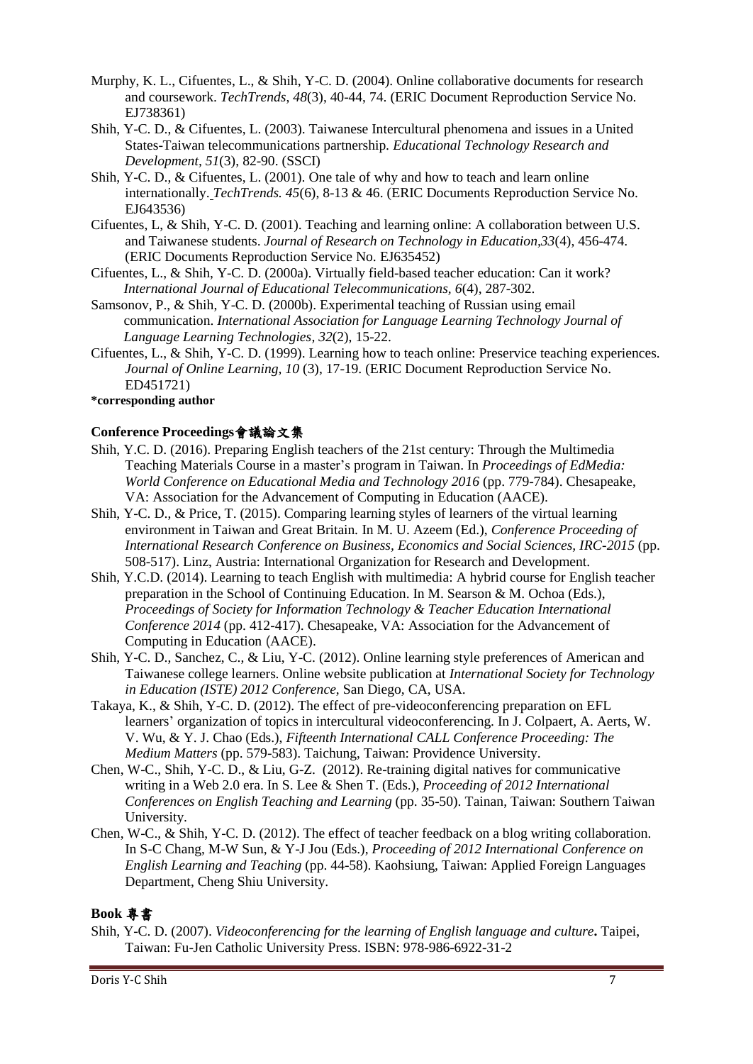Murphy, K. L., Cifuentes, L., & Shih, Y-C. D. (2004). Online collaborative documents for research and coursework. *TechTrends, 48*(3), 40-44, 74. (ERIC Document Reproduction Service No. EJ738361)

Shih, Y-C. D., & Cifuentes, L. (2003). Taiwanese Intercultural phenomena and issues in a United States-Taiwan telecommunications partnership. *Educational Technology Research and Development, 51*(3), 82-90. (SSCI)

Shih, Y-C. D., & Cifuentes, L. (2001). One tale of why and how to teach and learn online internationally. *TechTrends. 45*(6), 8-13 & 46. (ERIC Documents Reproduction Service No. EJ643536)

Cifuentes, L, & Shih, Y-C. D. (2001). Teaching and learning online: A collaboration between U.S. and Taiwanese students. *Journal of Research on Technology in Education,33*(4), 456-474. (ERIC Documents Reproduction Service No. EJ635452)

Cifuentes, L., & Shih, Y-C. D. (2000a). Virtually field-based teacher education: Can it work? *International Journal of Educational Telecommunications, 6*(4), 287-302.

Samsonov, P., & Shih, Y-C. D. (2000b). Experimental teaching of Russian using email communication. *International Association for Language Learning Technology Journal of Language Learning Technologies, 32*(2), 15-22.

Cifuentes, L., & Shih, Y-C. D. (1999). Learning how to teach online: Preservice teaching experiences. *Journal of Online Learning, 10* (3), 17-19. (ERIC Document Reproduction Service No. ED451721)

**\*corresponding author**

### Conference Proceedings會議論文集

Shih, Y.C. D. (2016). Preparing English teachers of the 21st century: Through the Multimedia Teaching Materials Course in a master's program in Taiwan. In *Proceedings of EdMedia: World Conference on Educational Media and Technology 2016* (pp. 779-784). Chesapeake, VA: Association for the Advancement of Computing in Education (AACE).

Shih, Y-C. D., & Price, T. (2015). Comparing learning styles of learners of the virtual learning environment in Taiwan and Great Britain. In M. U. Azeem (Ed.), *Conference Proceeding of International Research Conference on Business, Economics and Social Sciences, IRC-2015* (pp. 508-517). Linz, Austria: International Organization for Research and Development.

Shih, Y.C.D. (2014). Learning to teach English with multimedia: A hybrid course for English teacher preparation in the School of Continuing Education. In M. Searson & M. Ochoa (Eds.), *Proceedings of Society for Information Technology & Teacher Education International Conference 2014* (pp. 412-417). Chesapeake, VA: Association for the Advancement of Computing in Education (AACE).

Shih, Y-C. D., Sanchez, C., & Liu, Y-C. (2012). Online learning style preferences of American and Taiwanese college learners. Online website publication at *International Society for Technology in Education (ISTE) 2012 Conference*, San Diego, CA, USA.

Takaya, K., & Shih, Y-C. D. (2012). The effect of pre-videoconferencing preparation on EFL learners' organization of topics in intercultural videoconferencing. In J. Colpaert, A. Aerts, W. V. Wu, & Y. J. Chao (Eds.), *Fifteenth International CALL Conference Proceeding: The Medium Matters* (pp. 579-583). Taichung, Taiwan: Providence University.

Chen, W-C., Shih, Y-C. D., & Liu, G-Z. (2012). Re-training digital natives for communicative writing in a Web 2.0 era. In S. Lee & Shen T. (Eds.), *Proceeding of 2012 International Conferences on English Teaching and Learning* (pp. 35-50). Tainan, Taiwan: Southern Taiwan University.

Chen, W-C., & Shih, Y-C. D. (2012). The effect of teacher feedback on a blog writing collaboration. In S-C Chang, M-W Sun, & Y-J Jou (Eds.), *Proceeding of 2012 International Conference on English Learning and Teaching* (pp. 44-58). Kaohsiung, Taiwan: Applied Foreign Languages Department, Cheng Shiu University.

### Book 專書

Shih, Y-C. D. (2007). *Videoconferencing for the learning of English language and culture***.** Taipei, Taiwan: Fu-Jen Catholic University Press. ISBN: 978-986-6922-31-2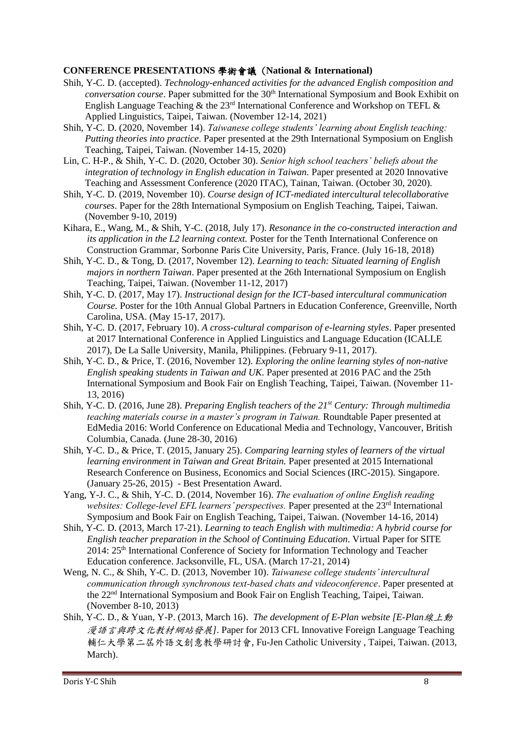**CONFERENCE PRESENTATIONS 學術會議（National & International)**

Shih, Y-C. D. (accepted). *Technology-enhanced activities for the advanced English composition and conversation course*. Paper submitted for the 30th International Symposium and Book Exhibit on English Language Teaching & the 23rd International Conference and Workshop on TEFL & Applied Linguistics, Taipei, Taiwan. (November 12-14, 2021)

Shih, Y-C. D. (2020, November 14). *Taiwanese college students' learning about English teaching: Putting theories into practice*. Paper presented at the 29th International Symposium on English Teaching, Taipei, Taiwan. (November 14-15, 2020)

Lin, C. H-P., & Shih, Y-C. D. (2020, October 30). *Senior high school teachers' beliefs about the integration of technology in English education in Taiwan.* Paper presented at 2020 Innovative Teaching and Assessment Conference (2020 ITAC), Tainan, Taiwan. (October 30, 2020).

Shih, Y-C. D. (2019, November 10). *Course design of ICT-mediated intercultural telecollaborative courses*. Paper for the 28th International Symposium on English Teaching, Taipei, Taiwan. (November 9-10, 2019)

Kihara, E., Wang, M., & Shih, Y-C. (2018, July 17). *Resonance in the co-constructed interaction and its application in the L2 learning context.* Poster for the Tenth International Conference on Construction Grammar, Sorbonne Paris Cite University, Paris, France. (July 16-18, 2018)

Shih, Y-C. D., & Tong, D. (2017, November 12). *Learning to teach: Situated learning of English majors in northern Taiwan*. Paper presented at the 26th International Symposium on English Teaching, Taipei, Taiwan. (November 11-12, 2017)

Shih, Y-C. D. (2017, May 17). *Instructional design for the ICT-based intercultural communication Course.* Poster for the 10th Annual Global Partners in Education Conference, Greenville, North Carolina, USA. (May 15-17, 2017).

Shih, Y-C. D. (2017, February 10). *A cross-cultural comparison of e-learning styles*. Paper presented at 2017 International Conference in Applied Linguistics and Language Education (ICALLE 2017), De La Salle University, Manila, Philippines. (February 9-11, 2017).

Shih, Y-C. D., & Price, T. (2016, November 12). *Exploring the online learning styles of non-native English speaking students in Taiwan and UK*. Paper presented at 2016 PAC and the 25th International Symposium and Book Fair on English Teaching, Taipei, Taiwan. (November 11-13, 2016)

Shih, Y-C. D. (2016, June 28). *Preparing English teachers of the 21st Century: Through multimedia teaching materials course in a master's program in Taiwan.* Roundtable Paper presented at EdMedia 2016: World Conference on Educational Media and Technology, Vancouver, British Columbia, Canada. (June 28-30, 2016)

Shih, Y-C. D., & Price, T. (2015, January 25). *Comparing learning styles of learners of the virtual learning environment in Taiwan and Great Britain.* Paper presented at 2015 International Research Conference on Business, Economics and Social Sciences (IRC-2015). Singapore. (January 25-26, 2015) - Best Presentation Award.

Yang, Y-J. C., & Shih, Y-C. D. (2014, November 16). *The evaluation of online English reading websites: College-level EFL learners' perspectives.* Paper presented at the 23rd International Symposium and Book Fair on English Teaching, Taipei, Taiwan. (November 14-16, 2014)

Shih, Y-C. D. (2013, March 17-21). *Learning to teach English with multimedia: A hybrid course for English teacher preparation in the School of Continuing Education*. Virtual Paper for SITE 2014: 25th International Conference of Society for Information Technology and Teacher Education conference. Jacksonville, FL, USA. (March 17-21, 2014)

Weng, N. C., & Shih, Y-C. D. (2013, November 10). *Taiwanese college students' intercultural communication through synchronous text-based chats and videoconference*. Paper presented at the 22nd International Symposium and Book Fair on English Teaching, Taipei, Taiwan. (November 8-10, 2013)

Shih, Y-C. D., & Yuan, Y-P. (2013, March 16). *The development of E-Plan website [E-Plan線上動漫語言與跨文化教材網站發展]*. Paper for 2013 CFL Innovative Foreign Language Teaching 輔仁大學第二屆外語文創意教學研討會, Fu-Jen Catholic University , Taipei, Taiwan. (2013, March).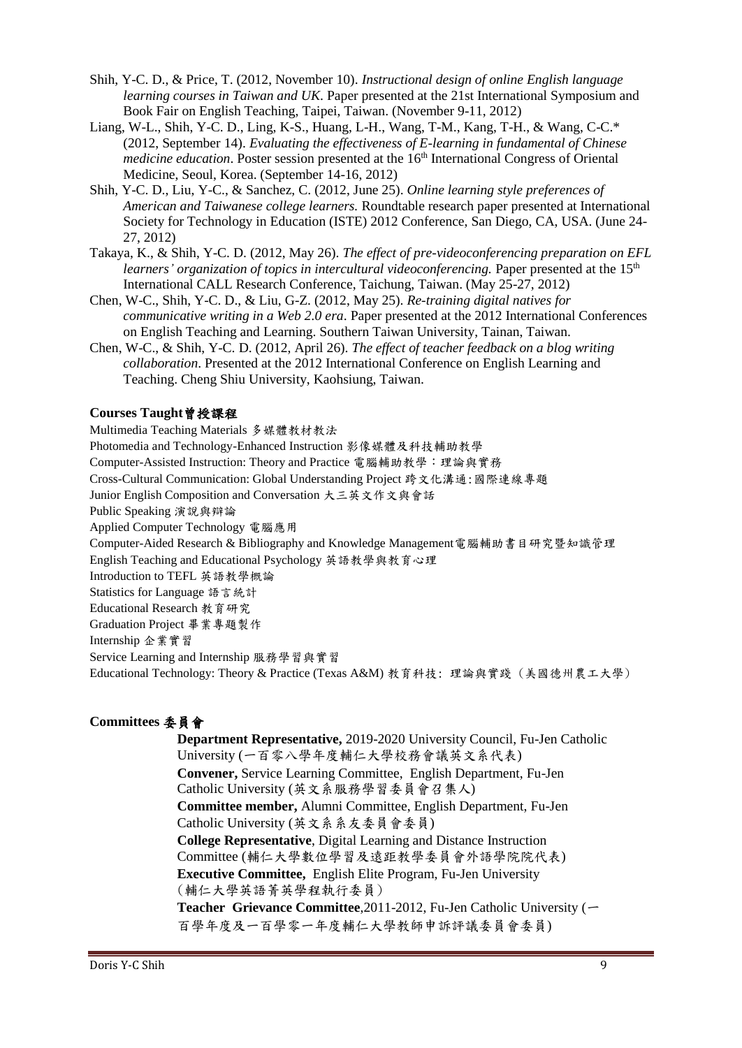Shih, Y-C. D., & Price, T. (2012, November 10). *Instructional design of online English language learning courses in Taiwan and UK*. Paper presented at the 21st International Symposium and Book Fair on English Teaching, Taipei, Taiwan. (November 9-11, 2012)

Liang, W-L., Shih, Y-C. D., Ling, K-S., Huang, L-H., Wang, T-M., Kang, T-H., & Wang, C-C.* (2012, September 14). *Evaluating the effectiveness of E-learning in fundamental of Chinese medicine education*. Poster session presented at the 16th International Congress of Oriental Medicine, Seoul, Korea. (September 14-16, 2012)

Shih, Y-C. D., Liu, Y-C., & Sanchez, C. (2012, June 25). *Online learning style preferences of American and Taiwanese college learners.* Roundtable research paper presented at International Society for Technology in Education (ISTE) 2012 Conference, San Diego, CA, USA. (June 24-27, 2012)

Takaya, K., & Shih, Y-C. D. (2012, May 26). *The effect of pre-videoconferencing preparation on EFL learners' organization of topics in intercultural videoconferencing.* Paper presented at the 15th International CALL Research Conference, Taichung, Taiwan. (May 25-27, 2012)

Chen, W-C., Shih, Y-C. D., & Liu, G-Z. (2012, May 25). *Re-training digital natives for communicative writing in a Web 2.0 era*. Paper presented at the 2012 International Conferences on English Teaching and Learning. Southern Taiwan University, Tainan, Taiwan.

Chen, W-C., & Shih, Y-C. D. (2012, April 26). *The effect of teacher feedback on a blog writing collaboration*. Presented at the 2012 International Conference on English Learning and Teaching. Cheng Shiu University, Kaohsiung, Taiwan.

## Courses Taught 曾授課程

Multimedia Teaching Materials 多媒體教材教法
Photomedia and Technology-Enhanced Instruction 影像媒體及科技輔助教學
Computer-Assisted Instruction: Theory and Practice 電腦輔助教學：理論與實務
Cross-Cultural Communication: Global Understanding Project 跨文化溝通:國際連線專題
Junior English Composition and Conversation 大三英文作文與會話
Public Speaking 演說與辯論
Applied Computer Technology 電腦應用
Computer-Aided Research & Bibliography and Knowledge Management 電腦輔助書目研究暨知識管理
English Teaching and Educational Psychology 英語教學與教育心理
Introduction to TEFL 英語教學概論
Statistics for Language 語言統計
Educational Research 教育研究
Graduation Project 畢業專題製作
Internship 企業實習
Service Learning and Internship 服務學習與實習
Educational Technology: Theory & Practice (Texas A&M) 教育科技: 理論與實踐（美國德州農工大學）

## Committees 委員會

**Department Representative,** 2019-2020 University Council, Fu-Jen Catholic University (一百零八學年度輔仁大學校務會議英文系代表)

**Convener,** Service Learning Committee, English Department, Fu-Jen Catholic University (英文系服務學習委員會召集人)

**Committee member,** Alumni Committee, English Department, Fu-Jen Catholic University (英文系系友委員會委員)

**College Representative**, Digital Learning and Distance Instruction Committee (輔仁大學數位學習及遠距教學委員會外語學院院代表)

**Executive Committee,** English Elite Program, Fu-Jen University（輔仁大學英語菁英學程執行委員）

**Teacher Grievance Committee**,2011-2012, Fu-Jen Catholic University (一百學年度及一百學零一年度輔仁大學教師申訴評議委員會委員)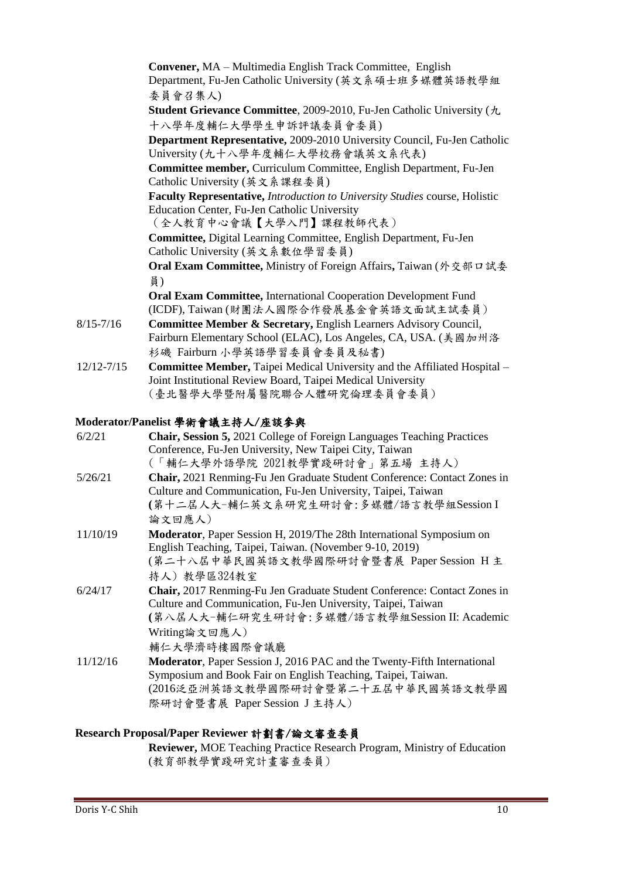**Convener,** MA – Multimedia English Track Committee, English Department, Fu-Jen Catholic University (英文系碩士班多媒體英語教學組委員會召集人)

**Student Grievance Committee**, 2009-2010, Fu-Jen Catholic University (九十八學年度輔仁大學學生申訴評議委員會委員)

**Department Representative,** 2009-2010 University Council, Fu-Jen Catholic University (九十八學年度輔仁大學校務會議英文系代表)

**Committee member,** Curriculum Committee, English Department, Fu-Jen Catholic University (英文系課程委員)

**Faculty Representative,** *Introduction to University Studies* course, Holistic Education Center, Fu-Jen Catholic University
（全人教育中心會議【大學入門】課程教師代表）

**Committee,** Digital Learning Committee, English Department, Fu-Jen Catholic University (英文系數位學習委員)

**Oral Exam Committee,** Ministry of Foreign Affairs**,** Taiwan (外交部口試委員)

**Oral Exam Committee,** International Cooperation Development Fund (ICDF), Taiwan (財團法人國際合作發展基金會英語文面試主試委員）

8/15-7/16 **Committee Member & Secretary,** English Learners Advisory Council, Fairburn Elementary School (ELAC), Los Angeles, CA, USA. (美國加州洛杉磯 Fairburn 小學英語學習委員會委員及秘書)

12/12-7/15 **Committee Member,** Taipei Medical University and the Affiliated Hospital – Joint Institutional Review Board, Taipei Medical University
（臺北醫學大學暨附屬醫院聯合人體研究倫理委員會委員）

### Moderator/Panelist 學術會議主持人/座談參與

6/2/21 **Chair, Session 5,** 2021 College of Foreign Languages Teaching Practices Conference, Fu-Jen University, New Taipei City, Taiwan
（「輔仁大學外語學院 2021教學實踐研討會」第五場 主持人）

5/26/21 **Chair,** 2021 Renming-Fu Jen Graduate Student Conference: Contact Zones in Culture and Communication, Fu-Jen University, Taipei, Taiwan
**(**第十二屆人大-輔仁英文系研究生研討會:多媒體/語言教學組Session I 論文回應人）

11/10/19 **Moderator**, Paper Session H, 2019/The 28th International Symposium on English Teaching, Taipei, Taiwan. (November 9-10, 2019)
(第二十八屆中華民國英語文教學國際研討會暨書展 Paper Session H 主持人) 教學區324教室

6/24/17 **Chair,** 2017 Renming-Fu Jen Graduate Student Conference: Contact Zones in Culture and Communication, Fu-Jen University, Taipei, Taiwan
**(**第八屆人大-輔仁研究生研討會:多媒體/語言教學組Session II: Academic Writing論文回應人）
輔仁大學濟時樓國際會議廳

11/12/16 **Moderator**, Paper Session J, 2016 PAC and the Twenty-Fifth International Symposium and Book Fair on English Teaching, Taipei, Taiwan.
(2016泛亞洲英語文教學國際研討會暨第二十五屆中華民國英語文教學國際研討會暨書展 Paper Session J 主持人）

### Research Proposal/Paper Reviewer 計劃書/論文審查委員

**Reviewer,** MOE Teaching Practice Research Program, Ministry of Education (教育部教學實踐研究計畫審查委員）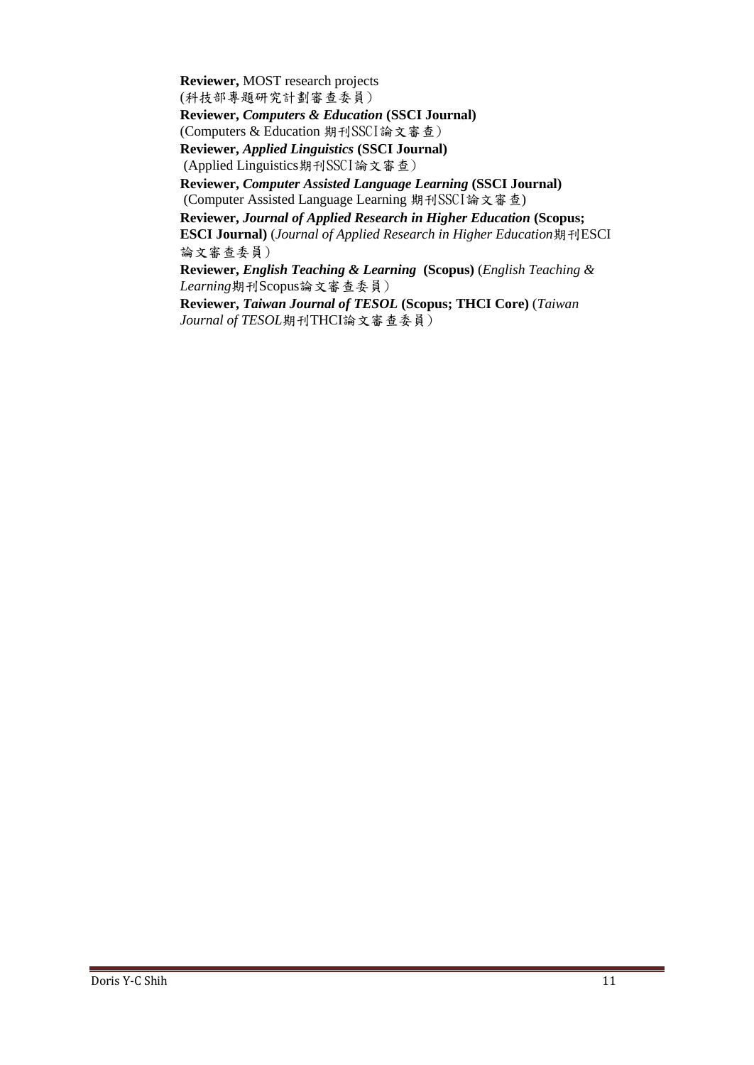**Reviewer,** MOST research projects
(科技部專題研究計劃審查委員）

**Reviewer,** ***Computers & Education*** **(SSCI Journal)**
(Computers & Education 期刊SSCI論文審查）

**Reviewer,** ***Applied Linguistics*** **(SSCI Journal)**
(Applied Linguistics期刊SSCI論文審查）

**Reviewer,** ***Computer Assisted Language Learning*** **(SSCI Journal)**
(Computer Assisted Language Learning 期刊SSCI論文審查)

**Reviewer,** ***Journal of Applied Research in Higher Education*** **(Scopus; ESCI Journal)** (*Journal of Applied Research in Higher Education*期刊ESCI論文審查委員）

**Reviewer,** ***English Teaching & Learning*** **(Scopus)** (*English Teaching & Learning*期刊Scopus論文審查委員）

**Reviewer,** ***Taiwan Journal of TESOL*** **(Scopus; THCI Core)** (*Taiwan Journal of TESOL*期刊THCI論文審查委員）